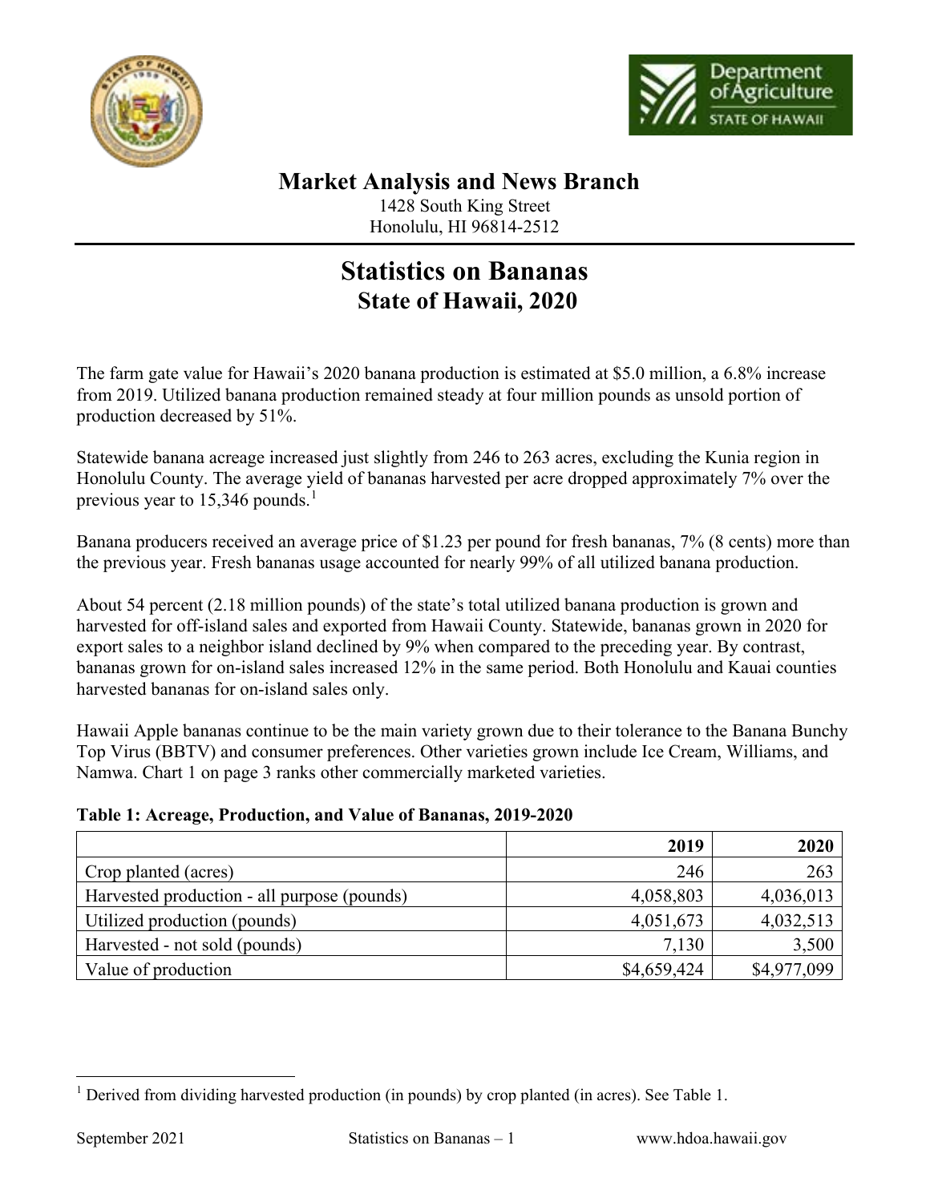## Market Analysis and News Branch

1428 South King Street
Honolulu, HI 96814-2512

# Statistics on Bananas
## State of Hawaii, 2020

The farm gate value for Hawaii's 2020 banana production is estimated at $5.0 million, a 6.8% increase from 2019. Utilized banana production remained steady at four million pounds as unsold portion of production decreased by 51%.

Statewide banana acreage increased just slightly from 246 to 263 acres, excluding the Kunia region in Honolulu County. The average yield of bananas harvested per acre dropped approximately 7% over the previous year to 15,346 pounds.[1]

Banana producers received an average price of $1.23 per pound for fresh bananas, 7% (8 cents) more than the previous year. Fresh bananas usage accounted for nearly 99% of all utilized banana production.

About 54 percent (2.18 million pounds) of the state's total utilized banana production is grown and harvested for off-island sales and exported from Hawaii County. Statewide, bananas grown in 2020 for export sales to a neighbor island declined by 9% when compared to the preceding year. By contrast, bananas grown for on-island sales increased 12% in the same period. Both Honolulu and Kauai counties harvested bananas for on-island sales only.

Hawaii Apple bananas continue to be the main variety grown due to their tolerance to the Banana Bunchy Top Virus (BBTV) and consumer preferences. Other varieties grown include Ice Cream, Williams, and Namwa. Chart 1 on page 3 ranks other commercially marketed varieties.

**Table 1: Acreage, Production, and Value of Bananas, 2019-2020**

| | 2019 | 2020 |
|---|---:|---:|
| Crop planted (acres) | 246 | 263 |
| Harvested production - all purpose (pounds) | 4,058,803 | 4,036,013 |
| Utilized production (pounds) | 4,051,673 | 4,032,513 |
| Harvested - not sold (pounds) | 7,130 | 3,500 |
| Value of production | $4,659,424 | $4,977,099 |

[1] Derived from dividing harvested production (in pounds) by crop planted (in acres). See Table 1.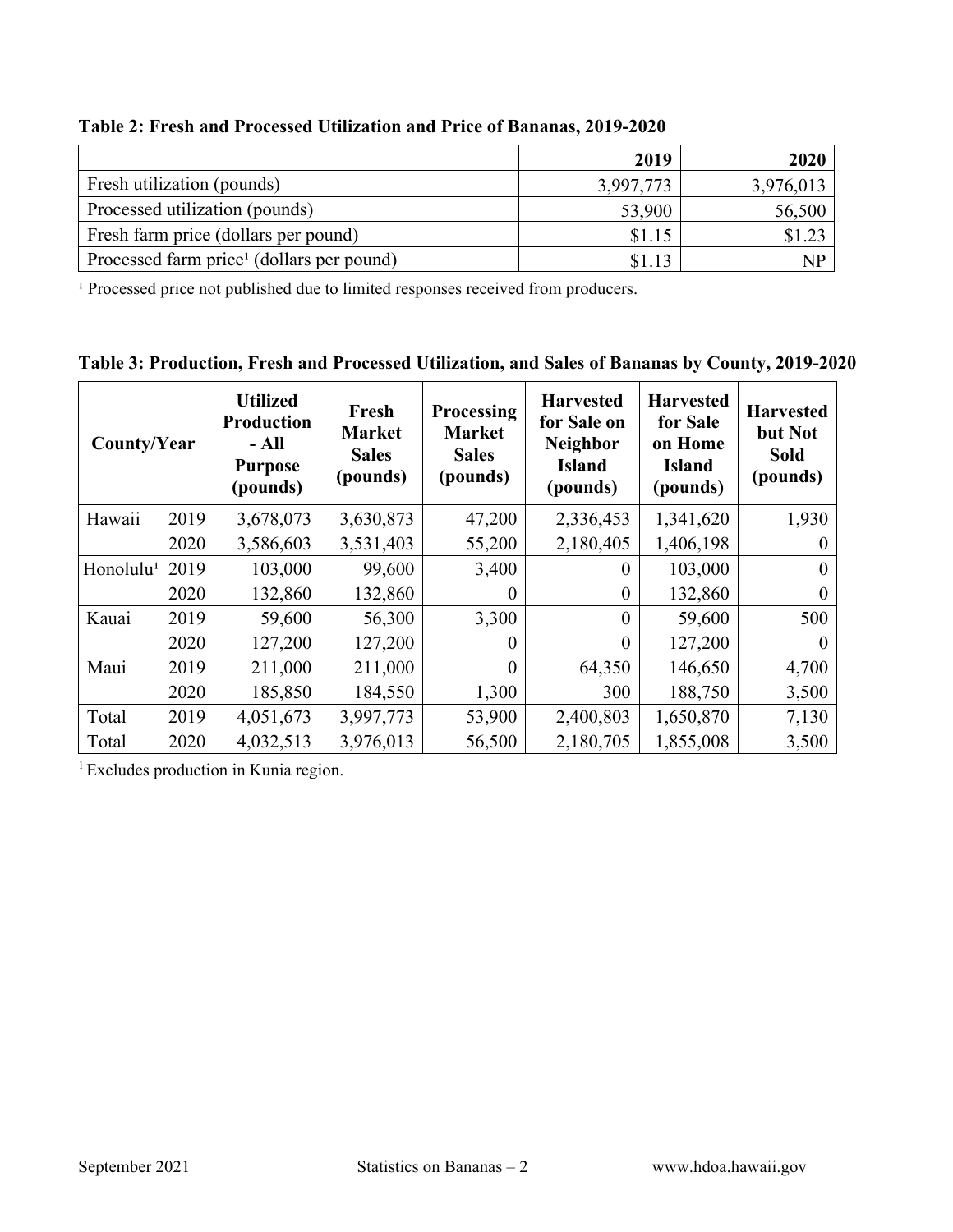**Table 2: Fresh and Processed Utilization and Price of Bananas, 2019-2020**

| | 2019 | 2020 |
|---|---:|---:|
| Fresh utilization (pounds) | 3,997,773 | 3,976,013 |
| Processed utilization (pounds) | 53,900 | 56,500 |
| Fresh farm price (dollars per pound) | $1.15 | $1.23 |
| Processed farm price[1] (dollars per pound) | $1.13 | NP |

[1] Processed price not published due to limited responses received from producers.

**Table 3: Production, Fresh and Processed Utilization, and Sales of Bananas by County, 2019-2020**

| County/Year | | Utilized Production - All Purpose (pounds) | Fresh Market Sales (pounds) | Processing Market Sales (pounds) | Harvested for Sale on Neighbor Island (pounds) | Harvested for Sale on Home Island (pounds) | Harvested but Not Sold (pounds) |
|---|---|---:|---:|---:|---:|---:|---:|
| Hawaii | 2019 | 3,678,073 | 3,630,873 | 47,200 | 2,336,453 | 1,341,620 | 1,930 |
| | 2020 | 3,586,603 | 3,531,403 | 55,200 | 2,180,405 | 1,406,198 | 0 |
| Honolulu[1] | 2019 | 103,000 | 99,600 | 3,400 | 0 | 103,000 | 0 |
| | 2020 | 132,860 | 132,860 | 0 | 0 | 132,860 | 0 |
| Kauai | 2019 | 59,600 | 56,300 | 3,300 | 0 | 59,600 | 500 |
| | 2020 | 127,200 | 127,200 | 0 | 0 | 127,200 | 0 |
| Maui | 2019 | 211,000 | 211,000 | 0 | 64,350 | 146,650 | 4,700 |
| | 2020 | 185,850 | 184,550 | 1,300 | 300 | 188,750 | 3,500 |
| Total | 2019 | 4,051,673 | 3,997,773 | 53,900 | 2,400,803 | 1,650,870 | 7,130 |
| Total | 2020 | 4,032,513 | 3,976,013 | 56,500 | 2,180,705 | 1,855,008 | 3,500 |

[1] Excludes production in Kunia region.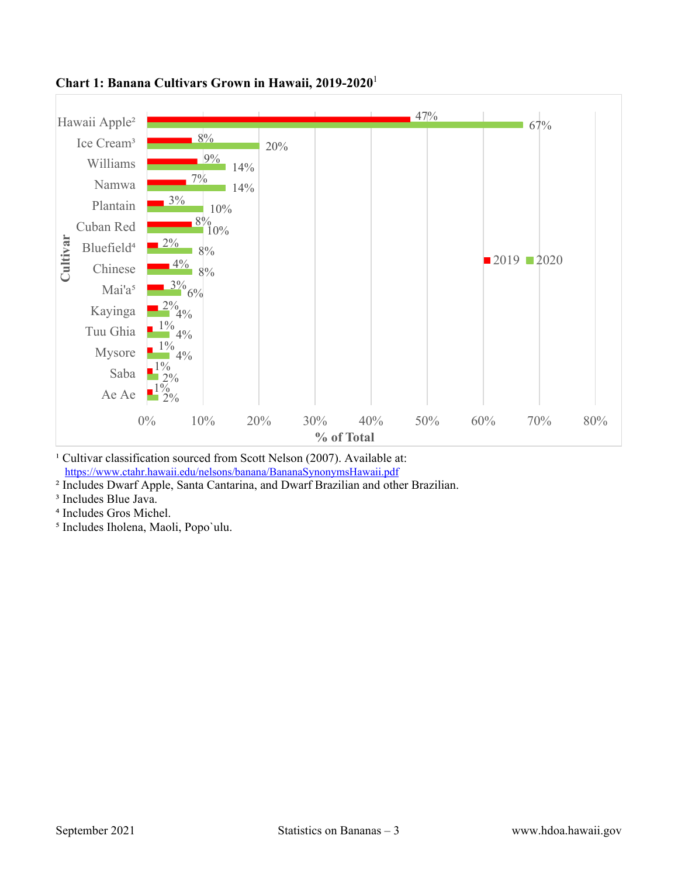**Chart 1: Banana Cultivars Grown in Hawaii, 2019-2020**[1]

Cultivar

Hawaii Apple[2]
47%
67%
Ice Cream[3]
8%
20%
Williams
9%
14%
Namwa
7%
14%
Plantain
3%
10%
Cuban Red
8%
10%
Bluefield[4]
2%
8%
Chinese
4%
8%
Mai'a[5]
3%
6%
Kayinga
2%
4%
Tuu Ghia
1%
4%
Mysore
1%
4%
Saba
1%
2%
Ae Ae
1%
2%

2019 2020

0% 10% 20% 30% 40% 50% 60% 70% 80%

% of Total

[1] Cultivar classification sourced from Scott Nelson (2007). Available at: https://www.ctahr.hawaii.edu/nelsons/banana/BananaSynonymsHawaii.pdf

[2] Includes Dwarf Apple, Santa Cantarina, and Dwarf Brazilian and other Brazilian.

[3] Includes Blue Java.

[4] Includes Gros Michel.

[5] Includes Iholena, Maoli, Popo`ulu.